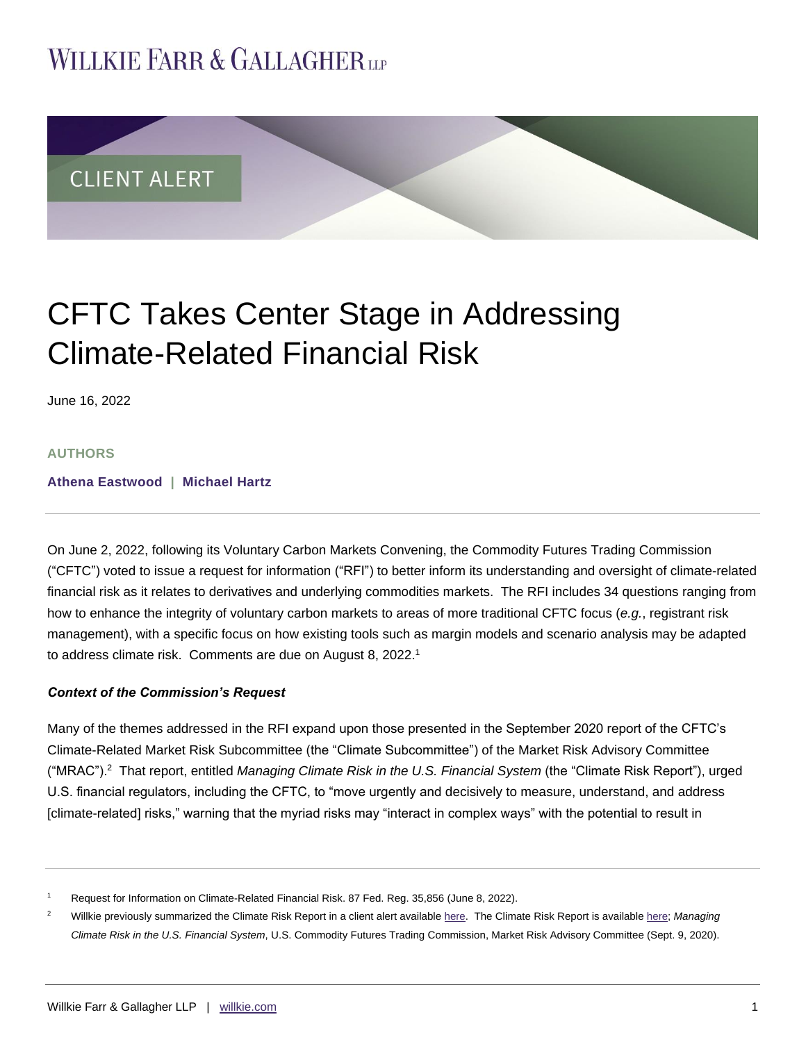# WILLKIE FARR & GALLAGHER LLP

CLIENT ALERT

# CFTC Takes Center Stage in Addressing Climate-Related Financial Risk

June 16, 2022

**AUTHORS**

**Athena Eastwood | Michael Hartz**

On June 2, 2022, following its Voluntary Carbon Markets Convening, the Commodity Futures Trading Commission ("CFTC") voted to issue a request for information ("RFI") to better inform its understanding and oversight of climate-related financial risk as it relates to derivatives and underlying commodities markets. The RFI includes 34 questions ranging from how to enhance the integrity of voluntary carbon markets to areas of more traditional CFTC focus (*e.g.*, registrant risk management), with a specific focus on how existing tools such as margin models and scenario analysis may be adapted to address climate risk. Comments are due on August 8, 2022.[1]

***Context of the Commission's Request***

Many of the themes addressed in the RFI expand upon those presented in the September 2020 report of the CFTC's Climate-Related Market Risk Subcommittee (the "Climate Subcommittee") of the Market Risk Advisory Committee ("MRAC").[2] That report, entitled *Managing Climate Risk in the U.S. Financial System* (the "Climate Risk Report"), urged U.S. financial regulators, including the CFTC, to "move urgently and decisively to measure, understand, and address [climate-related] risks," warning that the myriad risks may "interact in complex ways" with the potential to result in

---

[1] Request for Information on Climate-Related Financial Risk. 87 Fed. Reg. 35,856 (June 8, 2022).

[2] Willkie previously summarized the Climate Risk Report in a client alert available here. The Climate Risk Report is available here; *Managing Climate Risk in the U.S. Financial System*, U.S. Commodity Futures Trading Commission, Market Risk Advisory Committee (Sept. 9, 2020).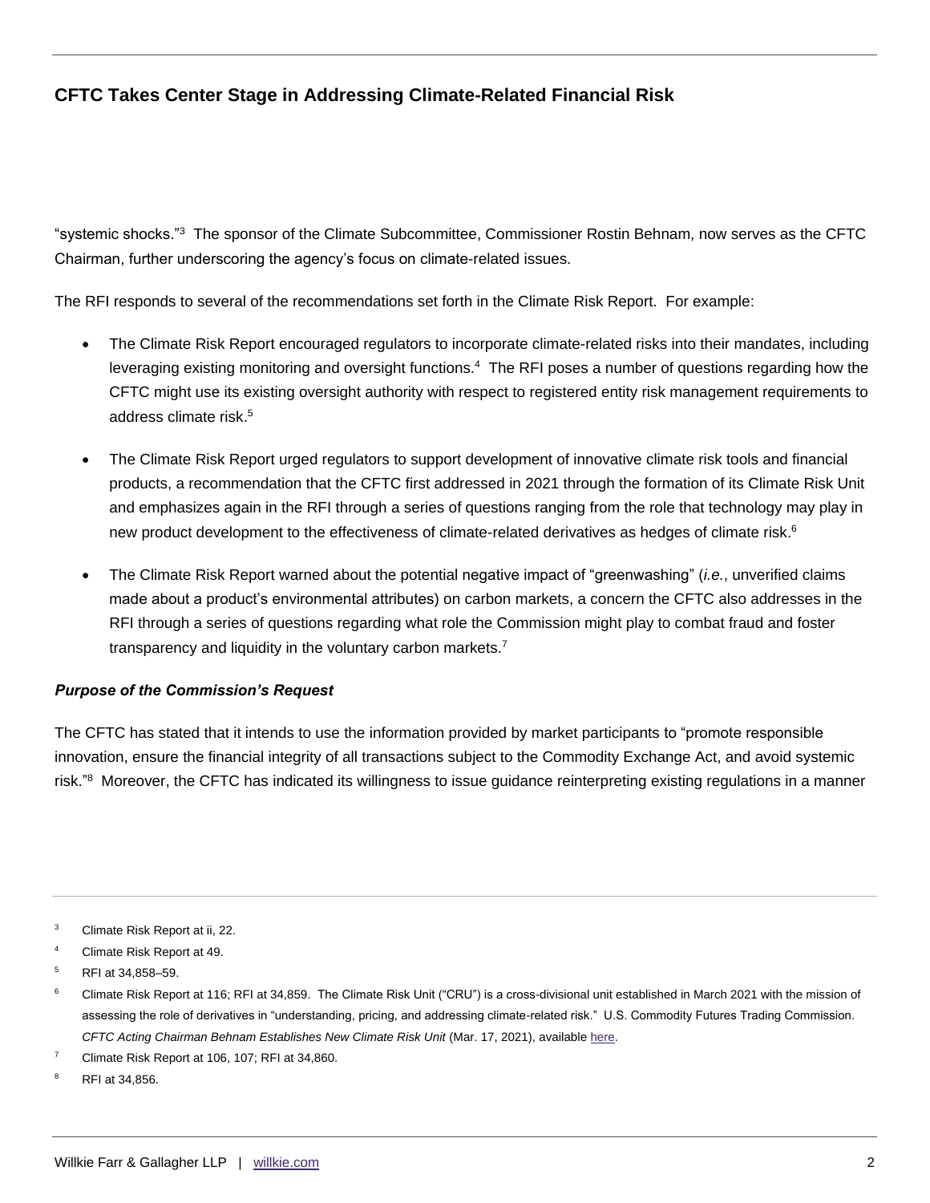"systemic shocks."[3] The sponsor of the Climate Subcommittee, Commissioner Rostin Behnam, now serves as the CFTC Chairman, further underscoring the agency's focus on climate-related issues.

The RFI responds to several of the recommendations set forth in the Climate Risk Report. For example:

- The Climate Risk Report encouraged regulators to incorporate climate-related risks into their mandates, including leveraging existing monitoring and oversight functions.[4] The RFI poses a number of questions regarding how the CFTC might use its existing oversight authority with respect to registered entity risk management requirements to address climate risk.[5]

- The Climate Risk Report urged regulators to support development of innovative climate risk tools and financial products, a recommendation that the CFTC first addressed in 2021 through the formation of its Climate Risk Unit and emphasizes again in the RFI through a series of questions ranging from the role that technology may play in new product development to the effectiveness of climate-related derivatives as hedges of climate risk.[6]

- The Climate Risk Report warned about the potential negative impact of "greenwashing" (*i.e.*, unverified claims made about a product's environmental attributes) on carbon markets, a concern the CFTC also addresses in the RFI through a series of questions regarding what role the Commission might play to combat fraud and foster transparency and liquidity in the voluntary carbon markets.[7]

***Purpose of the Commission's Request***

The CFTC has stated that it intends to use the information provided by market participants to "promote responsible innovation, ensure the financial integrity of all transactions subject to the Commodity Exchange Act, and avoid systemic risk."[8] Moreover, the CFTC has indicated its willingness to issue guidance reinterpreting existing regulations in a manner

---

[3] Climate Risk Report at ii, 22.

[4] Climate Risk Report at 49.

[5] RFI at 34,858–59.

[6] Climate Risk Report at 116; RFI at 34,859. The Climate Risk Unit ("CRU") is a cross-divisional unit established in March 2021 with the mission of assessing the role of derivatives in "understanding, pricing, and addressing climate-related risk." U.S. Commodity Futures Trading Commission. *CFTC Acting Chairman Behnam Establishes New Climate Risk Unit* (Mar. 17, 2021), available here.

[7] Climate Risk Report at 106, 107; RFI at 34,860.

[8] RFI at 34,856.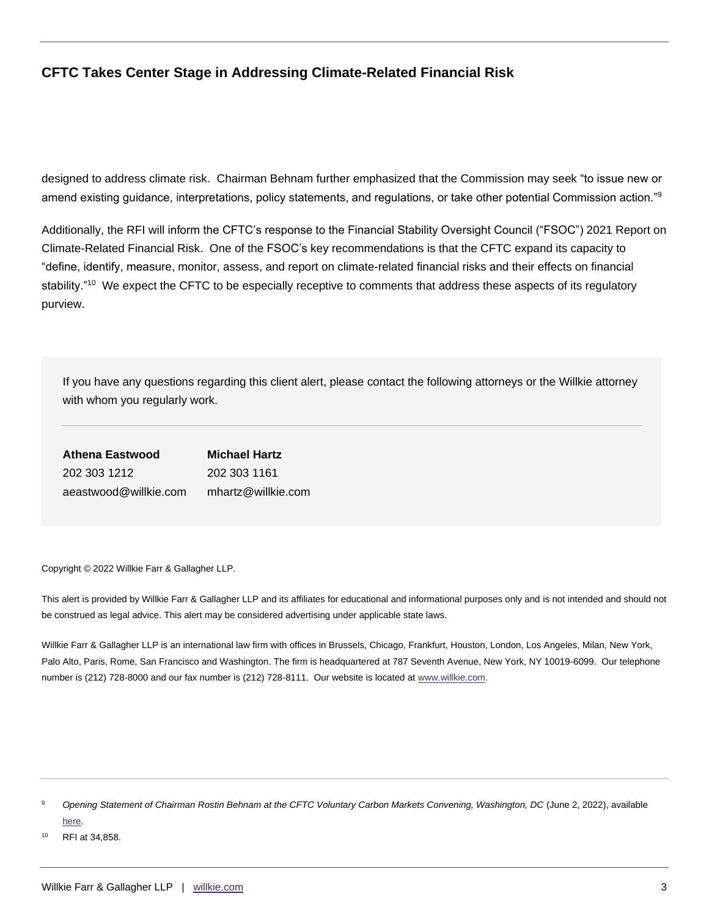designed to address climate risk. Chairman Behnam further emphasized that the Commission may seek "to issue new or amend existing guidance, interpretations, policy statements, and regulations, or take other potential Commission action."[9]

Additionally, the RFI will inform the CFTC's response to the Financial Stability Oversight Council ("FSOC") 2021 Report on Climate-Related Financial Risk. One of the FSOC's key recommendations is that the CFTC expand its capacity to "define, identify, measure, monitor, assess, and report on climate-related financial risks and their effects on financial stability."[10] We expect the CFTC to be especially receptive to comments that address these aspects of its regulatory purview.

If you have any questions regarding this client alert, please contact the following attorneys or the Willkie attorney with whom you regularly work.

| | |
|---|---|
| **Athena Eastwood** | **Michael Hartz** |
| 202 303 1212 | 202 303 1161 |
| aeastwood@willkie.com | mhartz@willkie.com |

Copyright © 2022 Willkie Farr & Gallagher LLP.

This alert is provided by Willkie Farr & Gallagher LLP and its affiliates for educational and informational purposes only and is not intended and should not be construed as legal advice. This alert may be considered advertising under applicable state laws.

Willkie Farr & Gallagher LLP is an international law firm with offices in Brussels, Chicago, Frankfurt, Houston, London, Los Angeles, Milan, New York, Palo Alto, Paris, Rome, San Francisco and Washington. The firm is headquartered at 787 Seventh Avenue, New York, NY 10019-6099. Our telephone number is (212) 728-8000 and our fax number is (212) 728-8111. Our website is located at www.willkie.com.

---

[9] *Opening Statement of Chairman Rostin Behnam at the CFTC Voluntary Carbon Markets Convening, Washington, DC* (June 2, 2022), available here.

[10] RFI at 34,858.